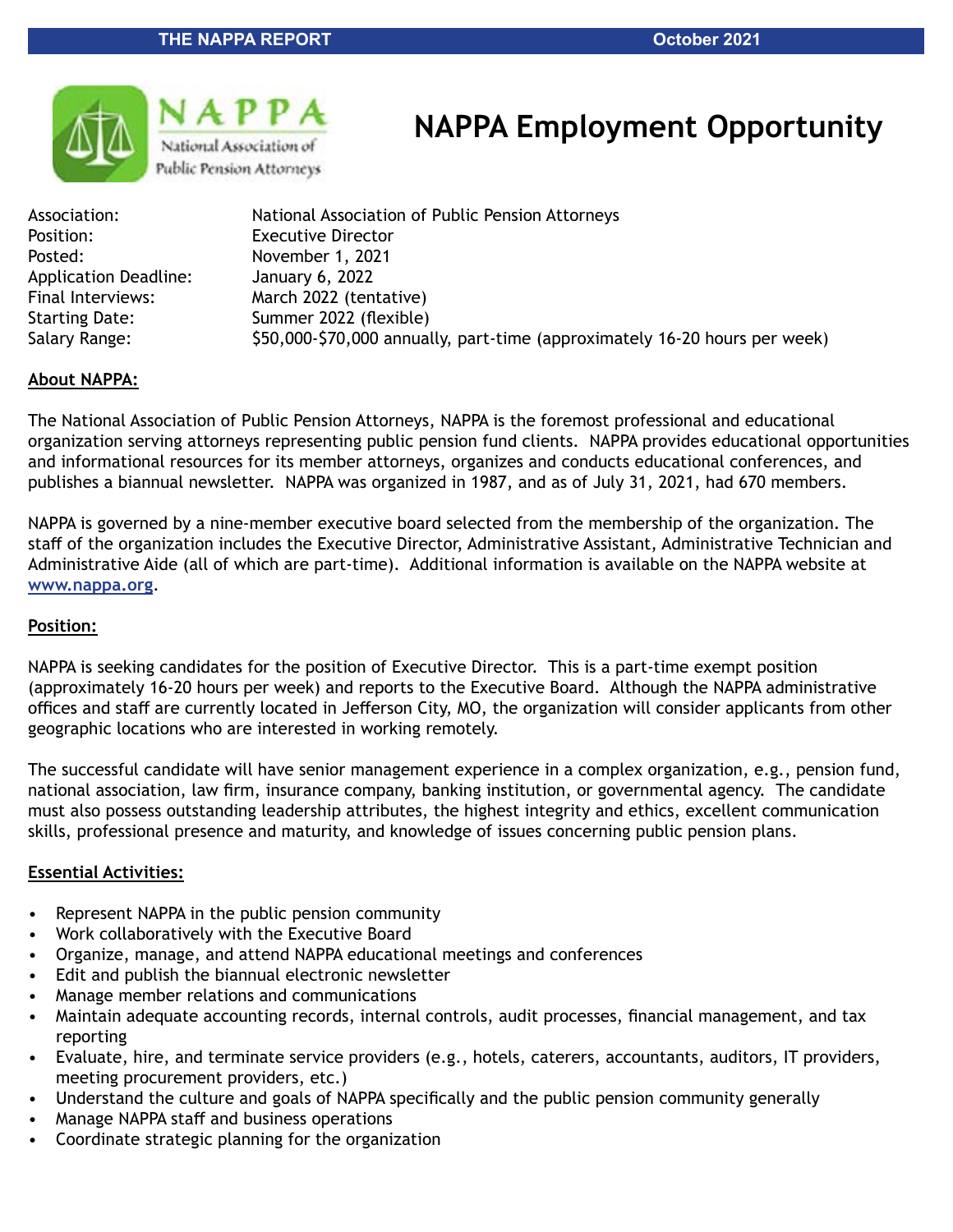# NAPPA Employment Opportunity

| | |
|---|---|
| Association: | National Association of Public Pension Attorneys |
| Position: | Executive Director |
| Posted: | November 1, 2021 |
| Application Deadline: | January 6, 2022 |
| Final Interviews: | March 2022 (tentative) |
| Starting Date: | Summer 2022 (flexible) |
| Salary Range: | $50,000-$70,000 annually, part-time (approximately 16-20 hours per week) |

**About NAPPA:**

The National Association of Public Pension Attorneys, NAPPA is the foremost professional and educational organization serving attorneys representing public pension fund clients. NAPPA provides educational opportunities and informational resources for its member attorneys, organizes and conducts educational conferences, and publishes a biannual newsletter. NAPPA was organized in 1987, and as of July 31, 2021, had 670 members.

NAPPA is governed by a nine-member executive board selected from the membership of the organization. The staff of the organization includes the Executive Director, Administrative Assistant, Administrative Technician and Administrative Aide (all of which are part-time). Additional information is available on the NAPPA website at www.nappa.org.

**Position:**

NAPPA is seeking candidates for the position of Executive Director. This is a part-time exempt position (approximately 16-20 hours per week) and reports to the Executive Board. Although the NAPPA administrative offices and staff are currently located in Jefferson City, MO, the organization will consider applicants from other geographic locations who are interested in working remotely.

The successful candidate will have senior management experience in a complex organization, e.g., pension fund, national association, law firm, insurance company, banking institution, or governmental agency. The candidate must also possess outstanding leadership attributes, the highest integrity and ethics, excellent communication skills, professional presence and maturity, and knowledge of issues concerning public pension plans.

**Essential Activities:**

- Represent NAPPA in the public pension community
- Work collaboratively with the Executive Board
- Organize, manage, and attend NAPPA educational meetings and conferences
- Edit and publish the biannual electronic newsletter
- Manage member relations and communications
- Maintain adequate accounting records, internal controls, audit processes, financial management, and tax reporting
- Evaluate, hire, and terminate service providers (e.g., hotels, caterers, accountants, auditors, IT providers, meeting procurement providers, etc.)
- Understand the culture and goals of NAPPA specifically and the public pension community generally
- Manage NAPPA staff and business operations
- Coordinate strategic planning for the organization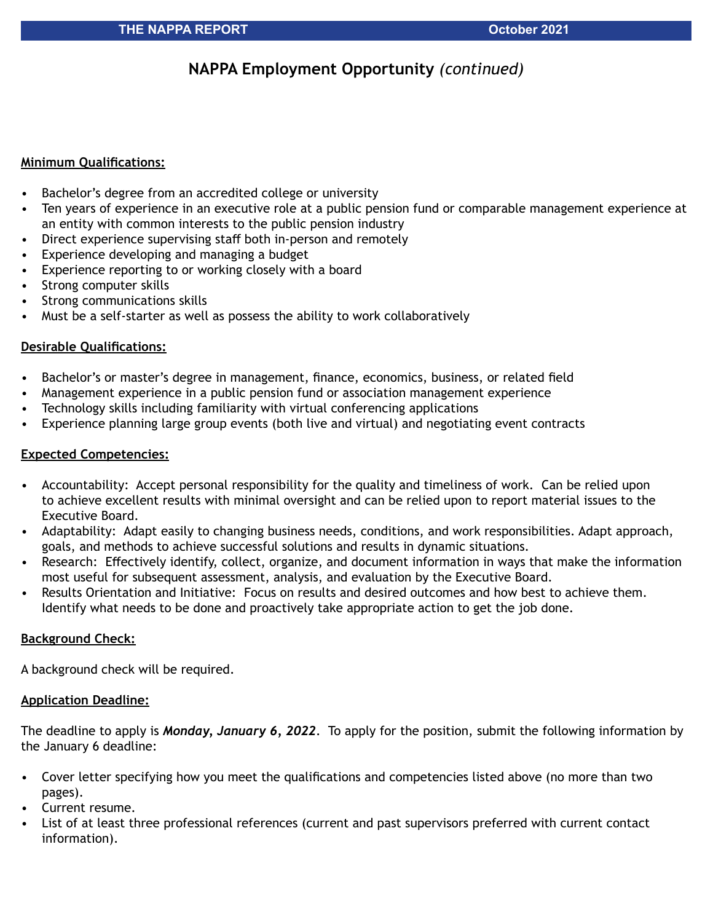# NAPPA Employment Opportunity *(continued)*

**Minimum Qualifications:**

- Bachelor's degree from an accredited college or university
- Ten years of experience in an executive role at a public pension fund or comparable management experience at an entity with common interests to the public pension industry
- Direct experience supervising staff both in-person and remotely
- Experience developing and managing a budget
- Experience reporting to or working closely with a board
- Strong computer skills
- Strong communications skills
- Must be a self-starter as well as possess the ability to work collaboratively

**Desirable Qualifications:**

- Bachelor's or master's degree in management, finance, economics, business, or related field
- Management experience in a public pension fund or association management experience
- Technology skills including familiarity with virtual conferencing applications
- Experience planning large group events (both live and virtual) and negotiating event contracts

**Expected Competencies:**

- Accountability: Accept personal responsibility for the quality and timeliness of work. Can be relied upon to achieve excellent results with minimal oversight and can be relied upon to report material issues to the Executive Board.
- Adaptability: Adapt easily to changing business needs, conditions, and work responsibilities. Adapt approach, goals, and methods to achieve successful solutions and results in dynamic situations.
- Research: Effectively identify, collect, organize, and document information in ways that make the information most useful for subsequent assessment, analysis, and evaluation by the Executive Board.
- Results Orientation and Initiative: Focus on results and desired outcomes and how best to achieve them. Identify what needs to be done and proactively take appropriate action to get the job done.

**Background Check:**

A background check will be required.

**Application Deadline:**

The deadline to apply is ***Monday, January 6, 2022***. To apply for the position, submit the following information by the January 6 deadline:

- Cover letter specifying how you meet the qualifications and competencies listed above (no more than two pages).
- Current resume.
- List of at least three professional references (current and past supervisors preferred with current contact information).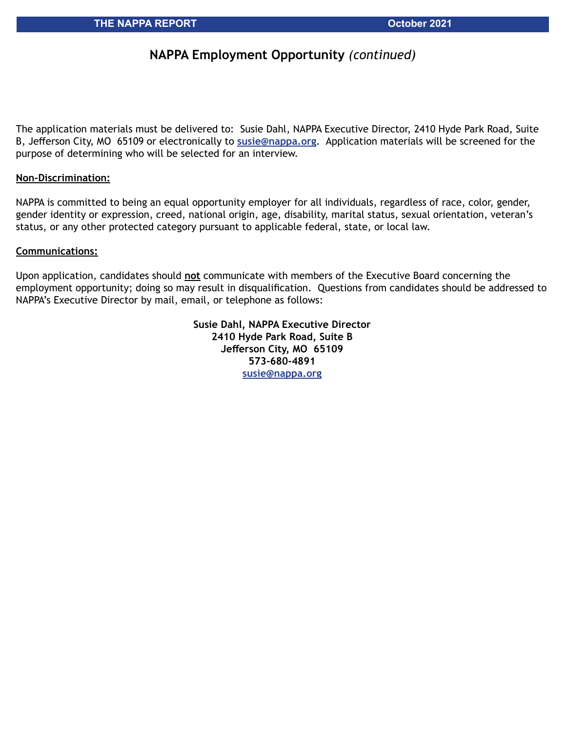## NAPPA Employment Opportunity *(continued)*

The application materials must be delivered to: Susie Dahl, NAPPA Executive Director, 2410 Hyde Park Road, Suite B, Jefferson City, MO 65109 or electronically to **susie@nappa.org**. Application materials will be screened for the purpose of determining who will be selected for an interview.

**Non-Discrimination:**

NAPPA is committed to being an equal opportunity employer for all individuals, regardless of race, color, gender, gender identity or expression, creed, national origin, age, disability, marital status, sexual orientation, veteran's status, or any other protected category pursuant to applicable federal, state, or local law.

**Communications:**

Upon application, candidates should **not** communicate with members of the Executive Board concerning the employment opportunity; doing so may result in disqualification. Questions from candidates should be addressed to NAPPA's Executive Director by mail, email, or telephone as follows:

**Susie Dahl, NAPPA Executive Director**
**2410 Hyde Park Road, Suite B**
**Jefferson City, MO 65109**
**573-680-4891**
**susie@nappa.org**